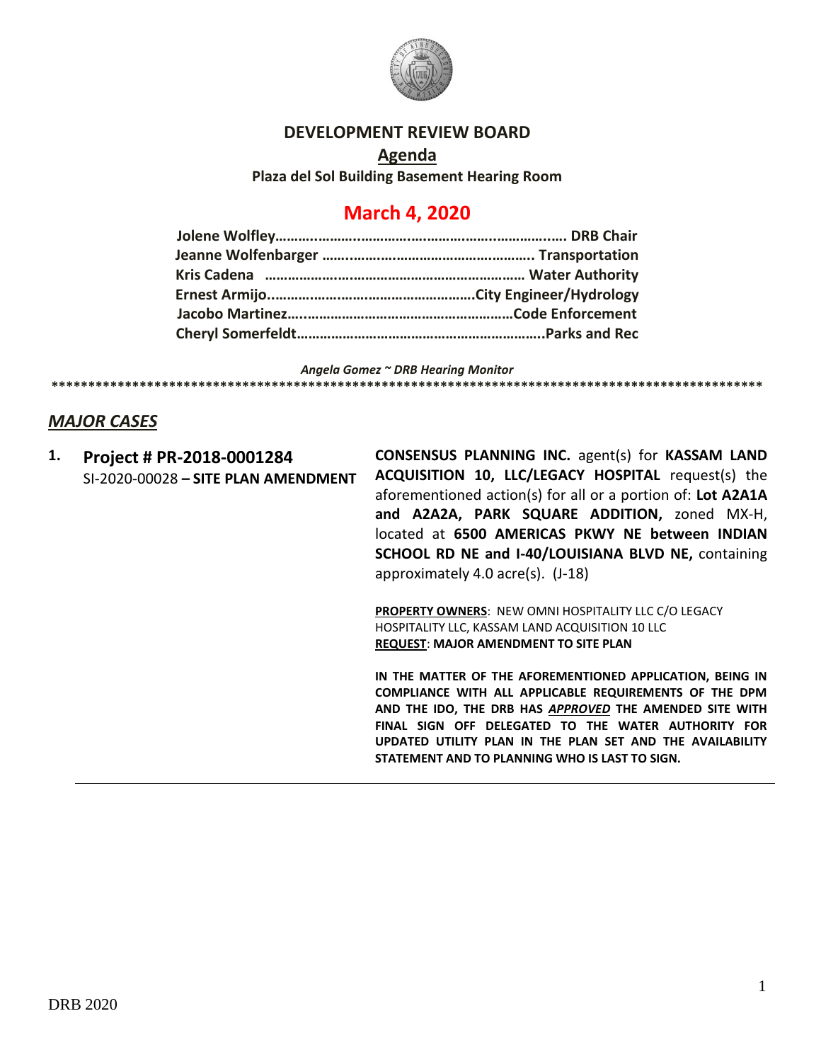# DEVELOPMENT REVIEW BOARD

## Agenda

**Plaza del Sol Building Basement Hearing Room**

## March 4, 2020

**Jolene Wolfley……………………………………………………………… DRB Chair**
**Jeanne Wolfenbarger …………………………………………….. Transportation**
**Kris Cadena ……………………………………………………… Water Authority**
**Ernest Armijo……………………………………………….City Engineer/Hydrology**
**Jacobo Martinez………………………………………………Code Enforcement**
**Cheryl Somerfeldt……………………………………………………..Parks and Rec**

***Angela Gomez ~ DRB Hearing Monitor***

****************************************************************************************************

## ***MAJOR CASES***

**1. Project # PR-2018-0001284**
SI-2020-00028 **– SITE PLAN AMENDMENT**

**CONSENSUS PLANNING INC.** agent(s) for **KASSAM LAND ACQUISITION 10, LLC/LEGACY HOSPITAL** request(s) the aforementioned action(s) for all or a portion of: **Lot A2A1A and A2A2A, PARK SQUARE ADDITION,** zoned MX-H, located at **6500 AMERICAS PKWY NE between INDIAN SCHOOL RD NE and I-40/LOUISIANA BLVD NE,** containing approximately 4.0 acre(s). (J-18)

**PROPERTY OWNERS**: NEW OMNI HOSPITALITY LLC C/O LEGACY HOSPITALITY LLC, KASSAM LAND ACQUISITION 10 LLC
**REQUEST**: **MAJOR AMENDMENT TO SITE PLAN**

**IN THE MATTER OF THE AFOREMENTIONED APPLICATION, BEING IN COMPLIANCE WITH ALL APPLICABLE REQUIREMENTS OF THE DPM AND THE IDO, THE DRB HAS *APPROVED* THE AMENDED SITE WITH FINAL SIGN OFF DELEGATED TO THE WATER AUTHORITY FOR UPDATED UTILITY PLAN IN THE PLAN SET AND THE AVAILABILITY STATEMENT AND TO PLANNING WHO IS LAST TO SIGN.**

DRB 2020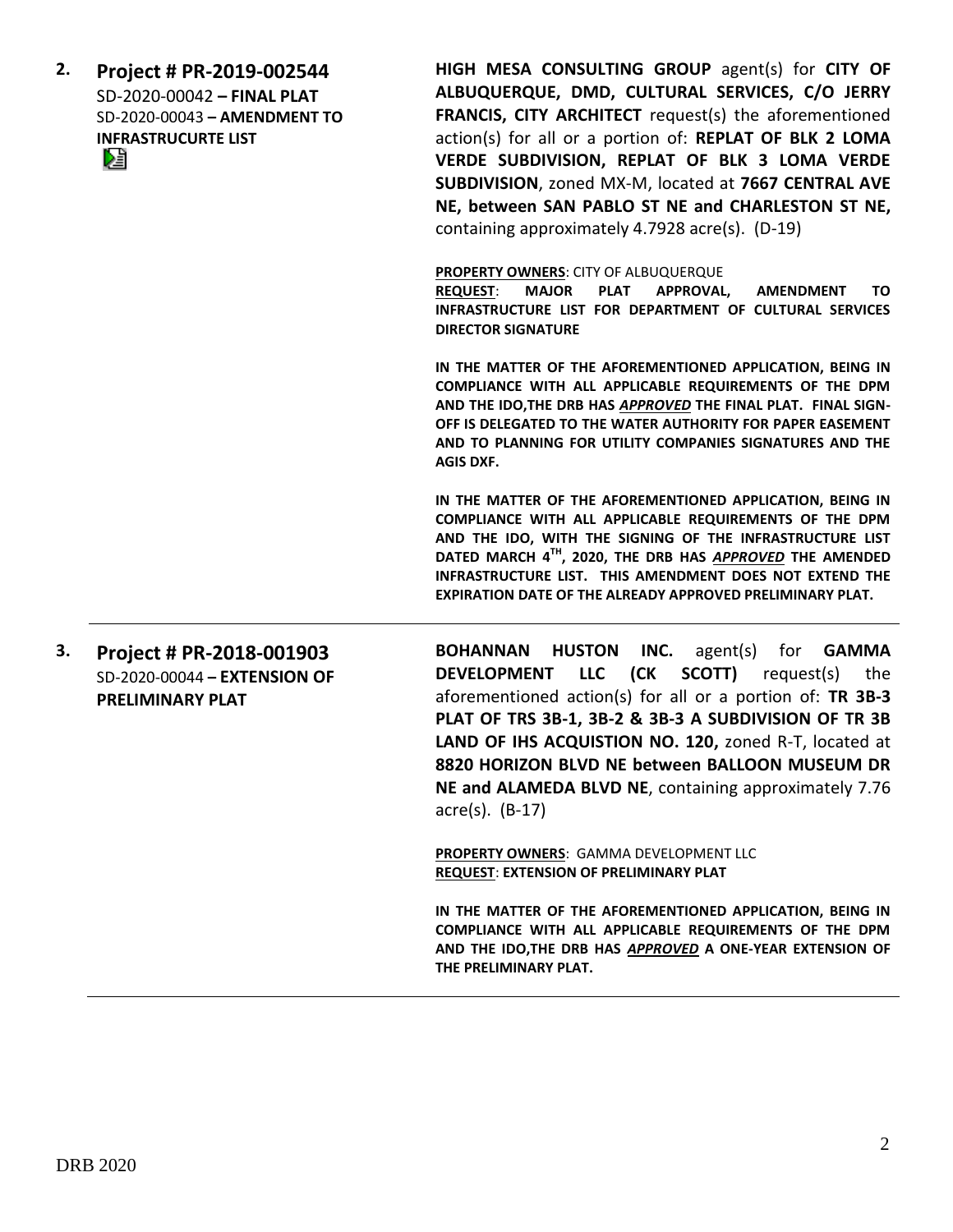**2. Project # PR-2019-002544**
SD-2020-00042 **– FINAL PLAT**
SD-2020-00043 **– AMENDMENT TO INFRASTRUCURTE LIST**

**HIGH MESA CONSULTING GROUP** agent(s) for **CITY OF ALBUQUERQUE, DMD, CULTURAL SERVICES, C/O JERRY FRANCIS, CITY ARCHITECT** request(s) the aforementioned action(s) for all or a portion of: **REPLAT OF BLK 2 LOMA VERDE SUBDIVISION, REPLAT OF BLK 3 LOMA VERDE SUBDIVISION**, zoned MX-M, located at **7667 CENTRAL AVE NE, between SAN PABLO ST NE and CHARLESTON ST NE,** containing approximately 4.7928 acre(s). (D-19)

**PROPERTY OWNERS**: CITY OF ALBUQUERQUE
**REQUEST**: **MAJOR PLAT APPROVAL, AMENDMENT TO INFRASTRUCTURE LIST FOR DEPARTMENT OF CULTURAL SERVICES DIRECTOR SIGNATURE**

**IN THE MATTER OF THE AFOREMENTIONED APPLICATION, BEING IN COMPLIANCE WITH ALL APPLICABLE REQUIREMENTS OF THE DPM AND THE IDO,THE DRB HAS *APPROVED* THE FINAL PLAT. FINAL SIGN-OFF IS DELEGATED TO THE WATER AUTHORITY FOR PAPER EASEMENT AND TO PLANNING FOR UTILITY COMPANIES SIGNATURES AND THE AGIS DXF.**

**IN THE MATTER OF THE AFOREMENTIONED APPLICATION, BEING IN COMPLIANCE WITH ALL APPLICABLE REQUIREMENTS OF THE DPM AND THE IDO, WITH THE SIGNING OF THE INFRASTRUCTURE LIST DATED MARCH 4TH, 2020, THE DRB HAS *APPROVED* THE AMENDED INFRASTRUCTURE LIST. THIS AMENDMENT DOES NOT EXTEND THE EXPIRATION DATE OF THE ALREADY APPROVED PRELIMINARY PLAT.**

---

**3. Project # PR-2018-001903**
SD-2020-00044 **– EXTENSION OF PRELIMINARY PLAT**

**BOHANNAN HUSTON INC.** agent(s) for **GAMMA DEVELOPMENT LLC (CK SCOTT)** request(s) the aforementioned action(s) for all or a portion of: **TR 3B-3 PLAT OF TRS 3B-1, 3B-2 & 3B-3 A SUBDIVISION OF TR 3B LAND OF IHS ACQUISTION NO. 120,** zoned R-T, located at **8820 HORIZON BLVD NE between BALLOON MUSEUM DR NE and ALAMEDA BLVD NE**, containing approximately 7.76 acre(s). (B-17)

**PROPERTY OWNERS**: GAMMA DEVELOPMENT LLC
**REQUEST**: **EXTENSION OF PRELIMINARY PLAT**

**IN THE MATTER OF THE AFOREMENTIONED APPLICATION, BEING IN COMPLIANCE WITH ALL APPLICABLE REQUIREMENTS OF THE DPM AND THE IDO,THE DRB HAS *APPROVED* A ONE-YEAR EXTENSION OF THE PRELIMINARY PLAT.**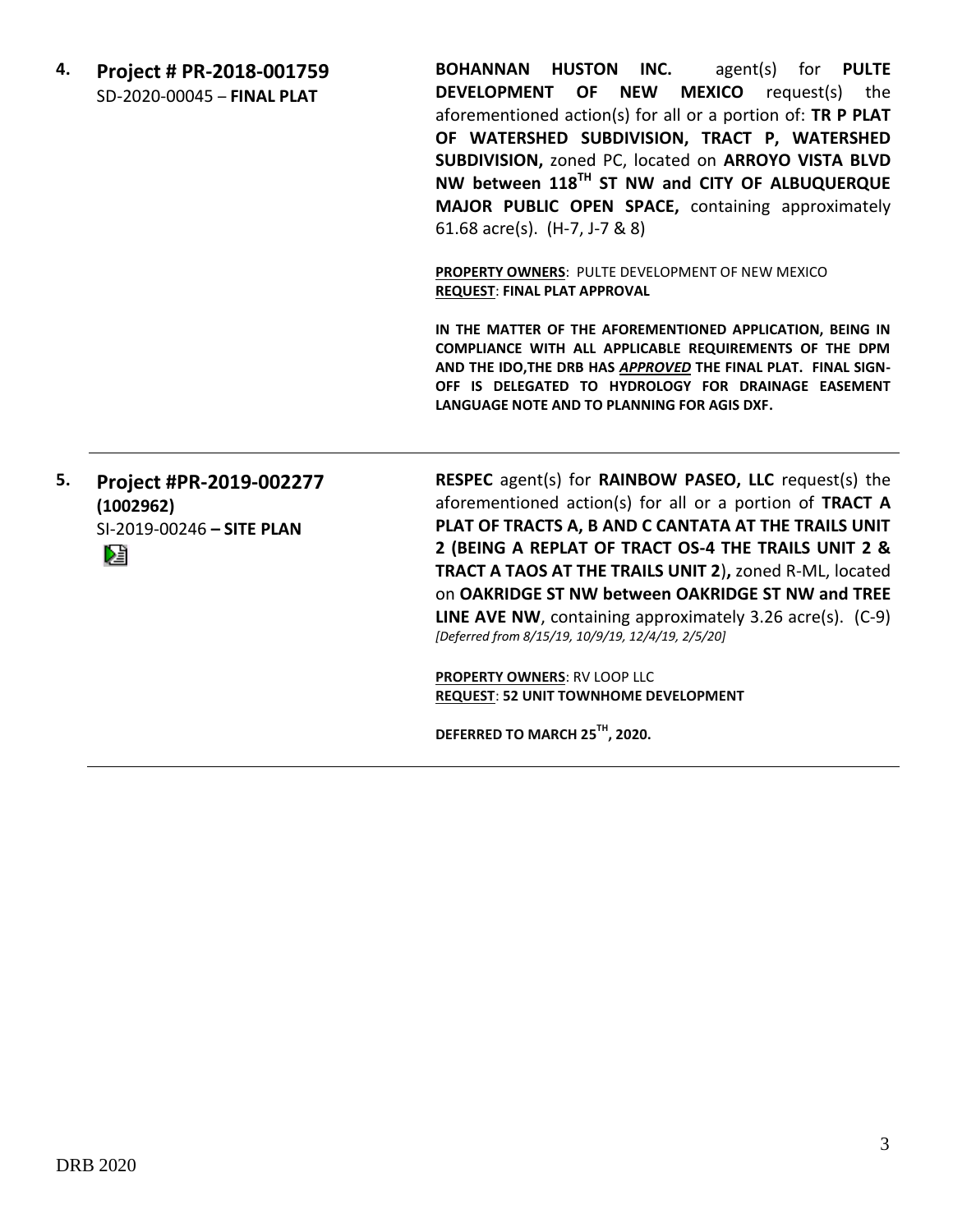**4. Project # PR-2018-001759**
SD-2020-00045 – **FINAL PLAT**

**BOHANNAN HUSTON INC.** agent(s) for **PULTE DEVELOPMENT OF NEW MEXICO** request(s) the aforementioned action(s) for all or a portion of: **TR P PLAT OF WATERSHED SUBDIVISION, TRACT P, WATERSHED SUBDIVISION,** zoned PC, located on **ARROYO VISTA BLVD NW between 118TH ST NW and CITY OF ALBUQUERQUE MAJOR PUBLIC OPEN SPACE,** containing approximately 61.68 acre(s). (H-7, J-7 & 8)

**PROPERTY OWNERS**: PULTE DEVELOPMENT OF NEW MEXICO
**REQUEST**: **FINAL PLAT APPROVAL**

**IN THE MATTER OF THE AFOREMENTIONED APPLICATION, BEING IN COMPLIANCE WITH ALL APPLICABLE REQUIREMENTS OF THE DPM AND THE IDO,THE DRB HAS *APPROVED* THE FINAL PLAT. FINAL SIGN-OFF IS DELEGATED TO HYDROLOGY FOR DRAINAGE EASEMENT LANGUAGE NOTE AND TO PLANNING FOR AGIS DXF.**

---

**5. Project #PR-2019-002277 (1002962)**
SI-2019-00246 **– SITE PLAN**

**RESPEC** agent(s) for **RAINBOW PASEO, LLC** request(s) the aforementioned action(s) for all or a portion of **TRACT A PLAT OF TRACTS A, B AND C CANTATA AT THE TRAILS UNIT 2 (BEING A REPLAT OF TRACT OS-4 THE TRAILS UNIT 2 & TRACT A TAOS AT THE TRAILS UNIT 2),** zoned R-ML, located on **OAKRIDGE ST NW between OAKRIDGE ST NW and TREE LINE AVE NW**, containing approximately 3.26 acre(s). (C-9) *[Deferred from 8/15/19, 10/9/19, 12/4/19, 2/5/20]*

**PROPERTY OWNERS**: RV LOOP LLC
**REQUEST**: **52 UNIT TOWNHOME DEVELOPMENT**

**DEFERRED TO MARCH 25TH, 2020.**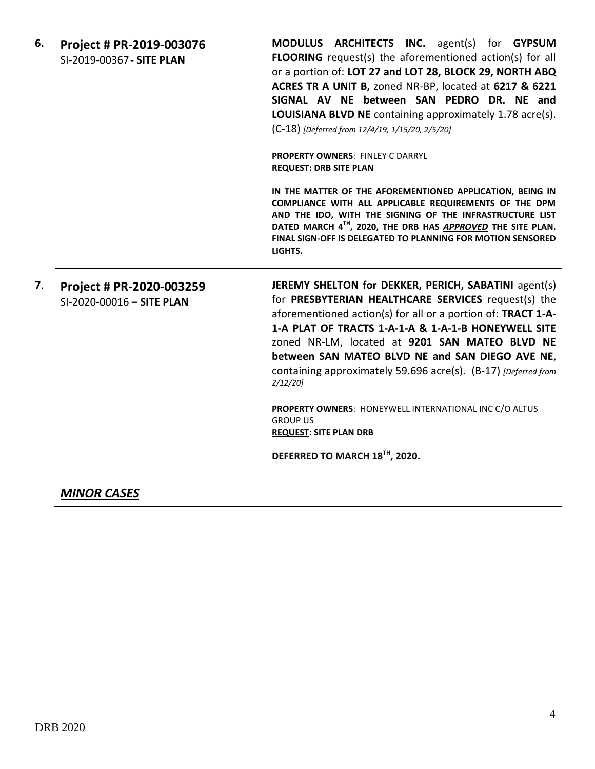**6. Project # PR-2019-003076**
SI-2019-00367 **- SITE PLAN**

**MODULUS ARCHITECTS INC.** agent(s) for **GYPSUM FLOORING** request(s) the aforementioned action(s) for all or a portion of: **LOT 27 and LOT 28, BLOCK 29, NORTH ABQ ACRES TR A UNIT B,** zoned NR-BP, located at **6217 & 6221 SIGNAL AV NE between SAN PEDRO DR. NE and LOUISIANA BLVD NE** containing approximately 1.78 acre(s). (C-18) *[Deferred from 12/4/19, 1/15/20, 2/5/20]*

**PROPERTY OWNERS**: FINLEY C DARRYL
**REQUEST: DRB SITE PLAN**

**IN THE MATTER OF THE AFOREMENTIONED APPLICATION, BEING IN COMPLIANCE WITH ALL APPLICABLE REQUIREMENTS OF THE DPM AND THE IDO, WITH THE SIGNING OF THE INFRASTRUCTURE LIST DATED MARCH 4TH, 2020, THE DRB HAS *APPROVED* THE SITE PLAN. FINAL SIGN-OFF IS DELEGATED TO PLANNING FOR MOTION SENSORED LIGHTS.**

---

**7. Project # PR-2020-003259**
SI-2020-00016 **– SITE PLAN**

**JEREMY SHELTON for DEKKER, PERICH, SABATINI** agent(s) for **PRESBYTERIAN HEALTHCARE SERVICES** request(s) the aforementioned action(s) for all or a portion of: **TRACT 1-A-1-A PLAT OF TRACTS 1-A-1-A & 1-A-1-B HONEYWELL SITE** zoned NR-LM, located at **9201 SAN MATEO BLVD NE between SAN MATEO BLVD NE and SAN DIEGO AVE NE**, containing approximately 59.696 acre(s). (B-17) *[Deferred from 2/12/20]*

**PROPERTY OWNERS**: HONEYWELL INTERNATIONAL INC C/O ALTUS GROUP US
**REQUEST**: **SITE PLAN DRB**

**DEFERRED TO MARCH 18TH, 2020.**

---

## ***MINOR CASES***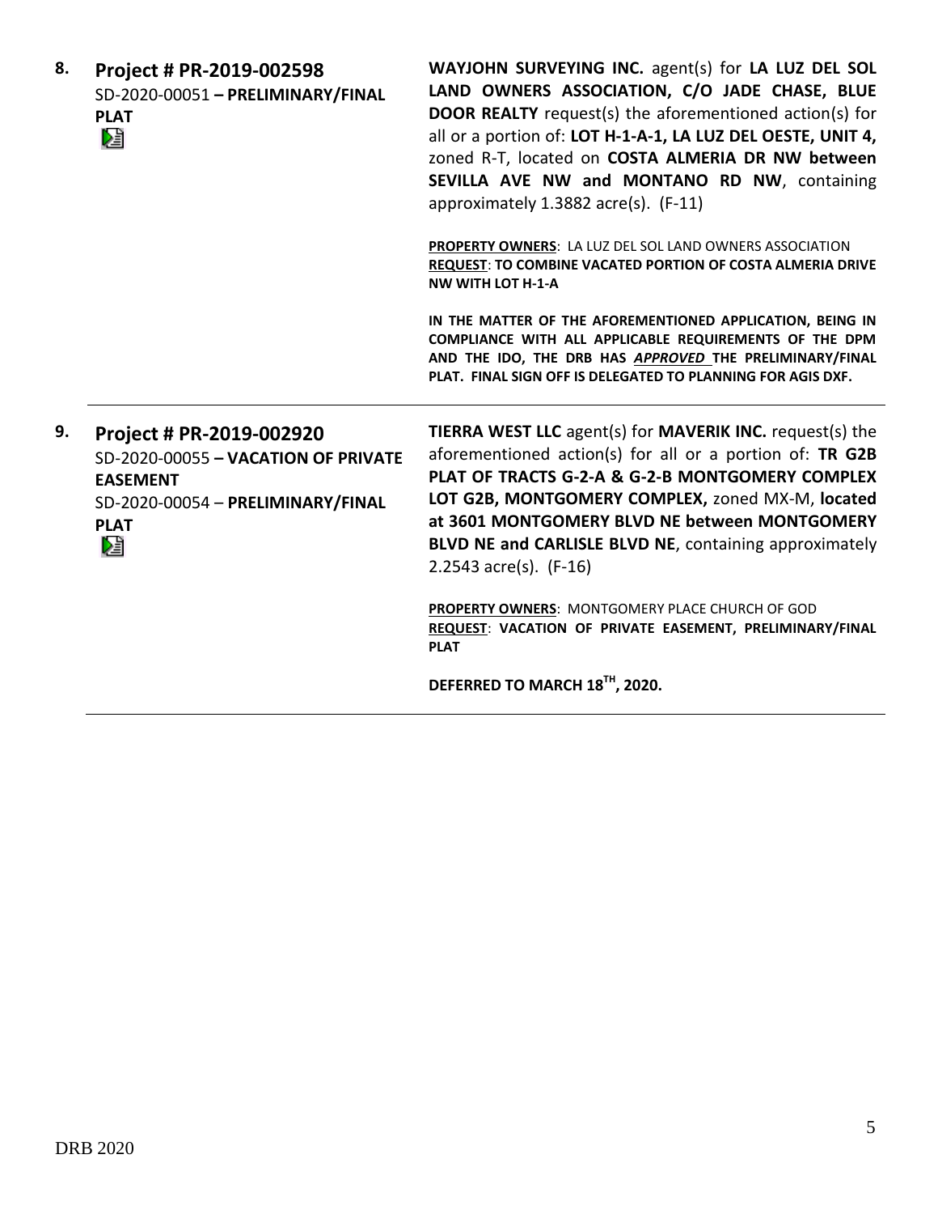**8. Project # PR-2019-002598**
SD-2020-00051 **– PRELIMINARY/FINAL PLAT**

**WAYJOHN SURVEYING INC.** agent(s) for **LA LUZ DEL SOL LAND OWNERS ASSOCIATION, C/O JADE CHASE, BLUE DOOR REALTY** request(s) the aforementioned action(s) for all or a portion of: **LOT H-1-A-1, LA LUZ DEL OESTE, UNIT 4,** zoned R-T, located on **COSTA ALMERIA DR NW between SEVILLA AVE NW and MONTANO RD NW**, containing approximately 1.3882 acre(s). (F-11)

**PROPERTY OWNERS**: LA LUZ DEL SOL LAND OWNERS ASSOCIATION
**REQUEST**: **TO COMBINE VACATED PORTION OF COSTA ALMERIA DRIVE NW WITH LOT H-1-A**

**IN THE MATTER OF THE AFOREMENTIONED APPLICATION, BEING IN COMPLIANCE WITH ALL APPLICABLE REQUIREMENTS OF THE DPM AND THE IDO, THE DRB HAS *APPROVED* THE PRELIMINARY/FINAL PLAT. FINAL SIGN OFF IS DELEGATED TO PLANNING FOR AGIS DXF.**

---

**9. Project # PR-2019-002920**
SD-2020-00055 **– VACATION OF PRIVATE EASEMENT**
SD-2020-00054 – **PRELIMINARY/FINAL PLAT**

**TIERRA WEST LLC** agent(s) for **MAVERIK INC.** request(s) the aforementioned action(s) for all or a portion of: **TR G2B PLAT OF TRACTS G-2-A & G-2-B MONTGOMERY COMPLEX LOT G2B, MONTGOMERY COMPLEX,** zoned MX-M, **located at 3601 MONTGOMERY BLVD NE between MONTGOMERY BLVD NE and CARLISLE BLVD NE**, containing approximately 2.2543 acre(s). (F-16)

**PROPERTY OWNERS**: MONTGOMERY PLACE CHURCH OF GOD
**REQUEST**: **VACATION OF PRIVATE EASEMENT, PRELIMINARY/FINAL PLAT**

**DEFERRED TO MARCH 18TH, 2020.**

---

DRB 2020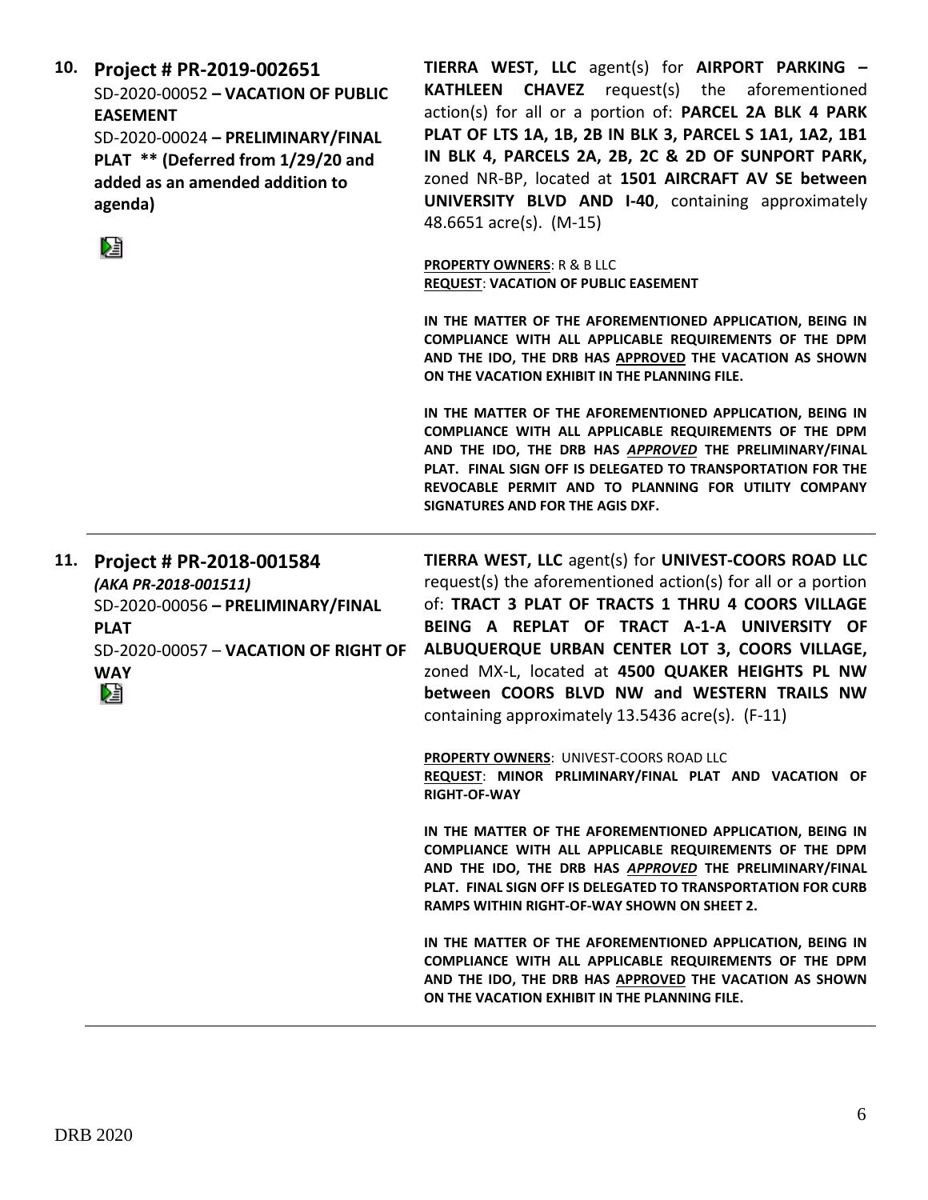**10. Project # PR-2019-002651**
SD-2020-00052 **– VACATION OF PUBLIC EASEMENT**
SD-2020-00024 **– PRELIMINARY/FINAL PLAT ** (Deferred from 1/29/20 and added as an amended addition to agenda)**

**TIERRA WEST, LLC** agent(s) for **AIRPORT PARKING – KATHLEEN CHAVEZ** request(s) the aforementioned action(s) for all or a portion of: **PARCEL 2A BLK 4 PARK PLAT OF LTS 1A, 1B, 2B IN BLK 3, PARCEL S 1A1, 1A2, 1B1 IN BLK 4, PARCELS 2A, 2B, 2C & 2D OF SUNPORT PARK,** zoned NR-BP, located at **1501 AIRCRAFT AV SE between UNIVERSITY BLVD AND I-40**, containing approximately 48.6651 acre(s). (M-15)

**PROPERTY OWNERS**: R & B LLC
**REQUEST**: **VACATION OF PUBLIC EASEMENT**

**IN THE MATTER OF THE AFOREMENTIONED APPLICATION, BEING IN COMPLIANCE WITH ALL APPLICABLE REQUIREMENTS OF THE DPM AND THE IDO, THE DRB HAS APPROVED THE VACATION AS SHOWN ON THE VACATION EXHIBIT IN THE PLANNING FILE.**

**IN THE MATTER OF THE AFOREMENTIONED APPLICATION, BEING IN COMPLIANCE WITH ALL APPLICABLE REQUIREMENTS OF THE DPM AND THE IDO, THE DRB HAS *APPROVED* THE PRELIMINARY/FINAL PLAT. FINAL SIGN OFF IS DELEGATED TO TRANSPORTATION FOR THE REVOCABLE PERMIT AND TO PLANNING FOR UTILITY COMPANY SIGNATURES AND FOR THE AGIS DXF.**

---

**11. Project # PR-2018-001584**
***(AKA PR-2018-001511)***
SD-2020-00056 **– PRELIMINARY/FINAL PLAT**
SD-2020-00057 – **VACATION OF RIGHT OF WAY**

**TIERRA WEST, LLC** agent(s) for **UNIVEST-COORS ROAD LLC** request(s) the aforementioned action(s) for all or a portion of: **TRACT 3 PLAT OF TRACTS 1 THRU 4 COORS VILLAGE BEING A REPLAT OF TRACT A-1-A UNIVERSITY OF ALBUQUERQUE URBAN CENTER LOT 3, COORS VILLAGE,** zoned MX-L, located at **4500 QUAKER HEIGHTS PL NW between COORS BLVD NW and WESTERN TRAILS NW** containing approximately 13.5436 acre(s). (F-11)

**PROPERTY OWNERS**: UNIVEST-COORS ROAD LLC
**REQUEST**: **MINOR PRLIMINARY/FINAL PLAT AND VACATION OF RIGHT-OF-WAY**

**IN THE MATTER OF THE AFOREMENTIONED APPLICATION, BEING IN COMPLIANCE WITH ALL APPLICABLE REQUIREMENTS OF THE DPM AND THE IDO, THE DRB HAS *APPROVED* THE PRELIMINARY/FINAL PLAT. FINAL SIGN OFF IS DELEGATED TO TRANSPORTATION FOR CURB RAMPS WITHIN RIGHT-OF-WAY SHOWN ON SHEET 2.**

**IN THE MATTER OF THE AFOREMENTIONED APPLICATION, BEING IN COMPLIANCE WITH ALL APPLICABLE REQUIREMENTS OF THE DPM AND THE IDO, THE DRB HAS APPROVED THE VACATION AS SHOWN ON THE VACATION EXHIBIT IN THE PLANNING FILE.**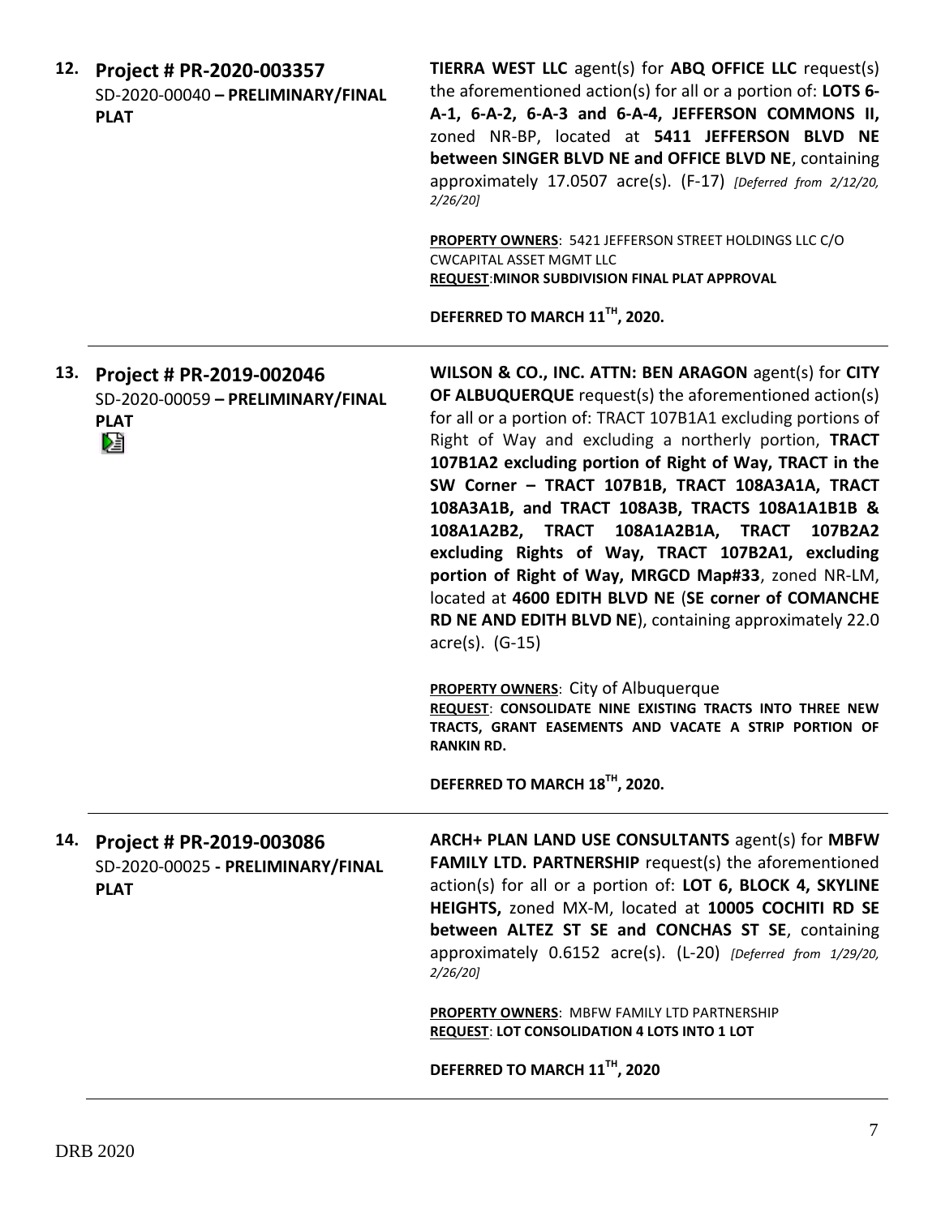**12. Project # PR-2020-003357**
SD-2020-00040 **– PRELIMINARY/FINAL PLAT**

**TIERRA WEST LLC** agent(s) for **ABQ OFFICE LLC** request(s) the aforementioned action(s) for all or a portion of: **LOTS 6-A-1, 6-A-2, 6-A-3 and 6-A-4, JEFFERSON COMMONS II,** zoned NR-BP, located at **5411 JEFFERSON BLVD NE between SINGER BLVD NE and OFFICE BLVD NE**, containing approximately 17.0507 acre(s). (F-17) *[Deferred from 2/12/20, 2/26/20]*

**PROPERTY OWNERS**: 5421 JEFFERSON STREET HOLDINGS LLC C/O CWCAPITAL ASSET MGMT LLC
**REQUEST**:**MINOR SUBDIVISION FINAL PLAT APPROVAL**

**DEFERRED TO MARCH 11TH, 2020.**

---

**13. Project # PR-2019-002046**
SD-2020-00059 **– PRELIMINARY/FINAL PLAT**

**WILSON & CO., INC. ATTN: BEN ARAGON** agent(s) for **CITY OF ALBUQUERQUE** request(s) the aforementioned action(s) for all or a portion of: TRACT 107B1A1 excluding portions of Right of Way and excluding a northerly portion, **TRACT 107B1A2 excluding portion of Right of Way, TRACT in the SW Corner – TRACT 107B1B, TRACT 108A3A1A, TRACT 108A3A1B, and TRACT 108A3B, TRACTS 108A1A1B1B & 108A1A2B2, TRACT 108A1A2B1A, TRACT 107B2A2 excluding Rights of Way, TRACT 107B2A1, excluding portion of Right of Way, MRGCD Map#33**, zoned NR-LM, located at **4600 EDITH BLVD NE** (**SE corner of COMANCHE RD NE AND EDITH BLVD NE**), containing approximately 22.0 acre(s). (G-15)

**PROPERTY OWNERS**: City of Albuquerque
**REQUEST**: **CONSOLIDATE NINE EXISTING TRACTS INTO THREE NEW TRACTS, GRANT EASEMENTS AND VACATE A STRIP PORTION OF RANKIN RD.**

**DEFERRED TO MARCH 18TH, 2020.**

---

**14. Project # PR-2019-003086**
SD-2020-00025 **- PRELIMINARY/FINAL PLAT**

**ARCH+ PLAN LAND USE CONSULTANTS** agent(s) for **MBFW FAMILY LTD. PARTNERSHIP** request(s) the aforementioned action(s) for all or a portion of: **LOT 6, BLOCK 4, SKYLINE HEIGHTS,** zoned MX-M, located at **10005 COCHITI RD SE between ALTEZ ST SE and CONCHAS ST SE**, containing approximately 0.6152 acre(s). (L-20) *[Deferred from 1/29/20, 2/26/20]*

**PROPERTY OWNERS**: MBFW FAMILY LTD PARTNERSHIP
**REQUEST**: **LOT CONSOLIDATION 4 LOTS INTO 1 LOT**

**DEFERRED TO MARCH 11TH, 2020**

---

DRB 2020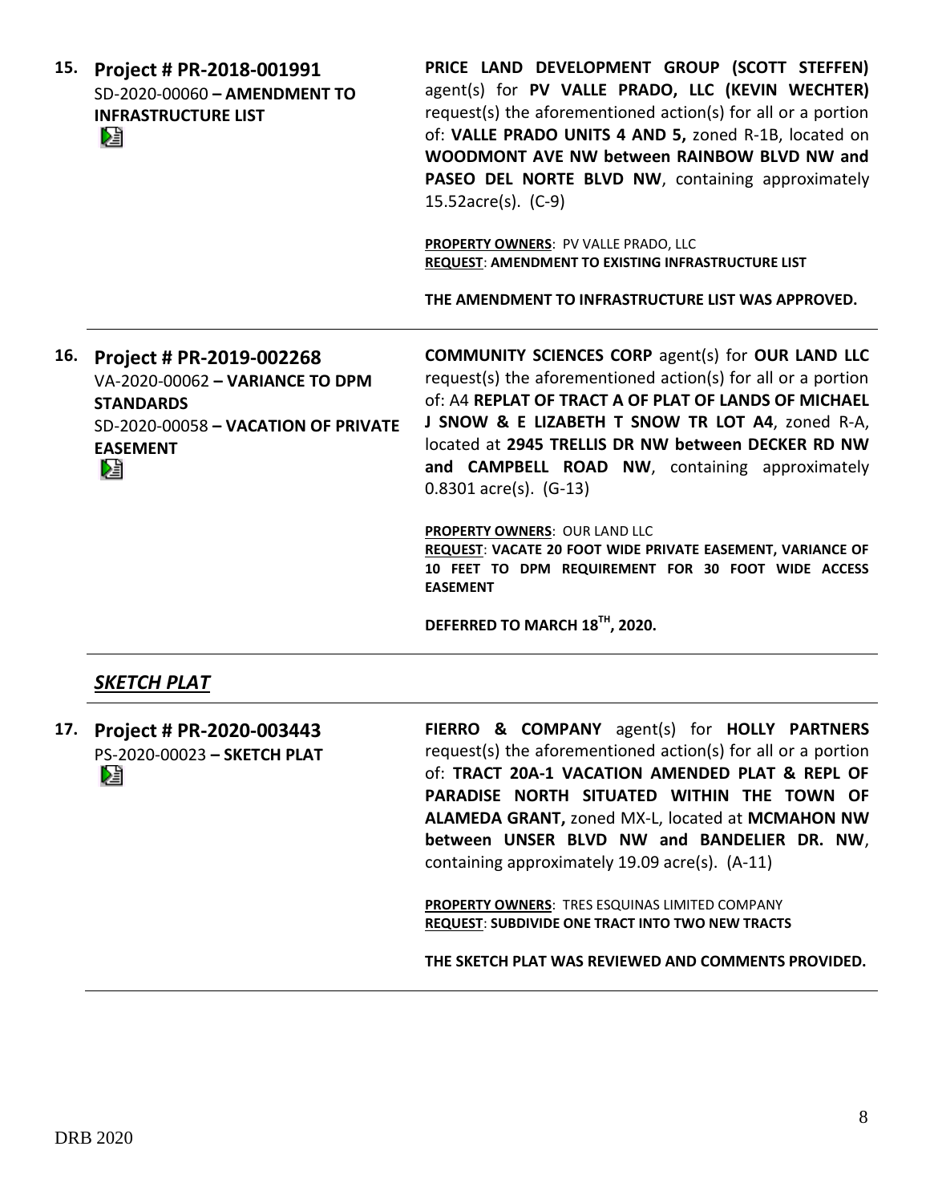**15. Project # PR-2018-001991**
SD-2020-00060 **– AMENDMENT TO INFRASTRUCTURE LIST**

**PRICE LAND DEVELOPMENT GROUP (SCOTT STEFFEN)** agent(s) for **PV VALLE PRADO, LLC (KEVIN WECHTER)** request(s) the aforementioned action(s) for all or a portion of: **VALLE PRADO UNITS 4 AND 5,** zoned R-1B, located on **WOODMONT AVE NW between RAINBOW BLVD NW and PASEO DEL NORTE BLVD NW**, containing approximately 15.52acre(s). (C-9)

**PROPERTY OWNERS**: PV VALLE PRADO, LLC
**REQUEST**: **AMENDMENT TO EXISTING INFRASTRUCTURE LIST**

**THE AMENDMENT TO INFRASTRUCTURE LIST WAS APPROVED.**

---

**16. Project # PR-2019-002268**
VA-2020-00062 **– VARIANCE TO DPM STANDARDS**
SD-2020-00058 **– VACATION OF PRIVATE EASEMENT**

**COMMUNITY SCIENCES CORP** agent(s) for **OUR LAND LLC** request(s) the aforementioned action(s) for all or a portion of: A4 **REPLAT OF TRACT A OF PLAT OF LANDS OF MICHAEL J SNOW & E LIZABETH T SNOW TR LOT A4**, zoned R-A, located at **2945 TRELLIS DR NW between DECKER RD NW and CAMPBELL ROAD NW**, containing approximately 0.8301 acre(s). (G-13)

**PROPERTY OWNERS**: OUR LAND LLC
**REQUEST**: **VACATE 20 FOOT WIDE PRIVATE EASEMENT, VARIANCE OF 10 FEET TO DPM REQUIREMENT FOR 30 FOOT WIDE ACCESS EASEMENT**

**DEFERRED TO MARCH 18TH, 2020.**

---

## ***SKETCH PLAT***

**17. Project # PR-2020-003443**
PS-2020-00023 **– SKETCH PLAT**

**FIERRO & COMPANY** agent(s) for **HOLLY PARTNERS** request(s) the aforementioned action(s) for all or a portion of: **TRACT 20A-1 VACATION AMENDED PLAT & REPL OF PARADISE NORTH SITUATED WITHIN THE TOWN OF ALAMEDA GRANT,** zoned MX-L, located at **MCMAHON NW between UNSER BLVD NW and BANDELIER DR. NW**, containing approximately 19.09 acre(s). (A-11)

**PROPERTY OWNERS**: TRES ESQUINAS LIMITED COMPANY
**REQUEST**: **SUBDIVIDE ONE TRACT INTO TWO NEW TRACTS**

**THE SKETCH PLAT WAS REVIEWED AND COMMENTS PROVIDED.**

---

DRB 2020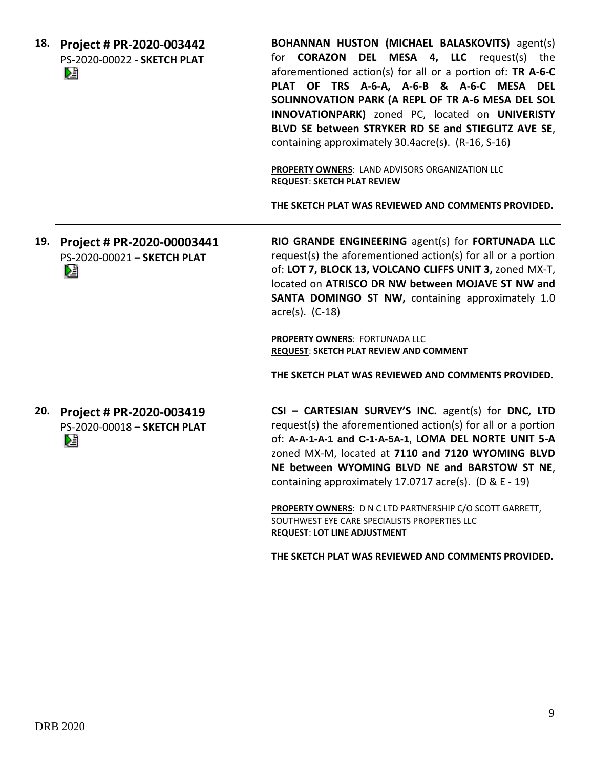**18. Project # PR-2020-003442**
PS-2020-00022 **- SKETCH PLAT**

**BOHANNAN HUSTON (MICHAEL BALASKOVITS)** agent(s) for **CORAZON DEL MESA 4, LLC** request(s) the aforementioned action(s) for all or a portion of: **TR A-6-C PLAT OF TRS A-6-A, A-6-B & A-6-C MESA DEL SOLINNOVATION PARK (A REPL OF TR A-6 MESA DEL SOL INNOVATIONPARK)** zoned PC, located on **UNIVERISTY BLVD SE between STRYKER RD SE and STIEGLITZ AVE SE**, containing approximately 30.4acre(s). (R-16, S-16)

**PROPERTY OWNERS**: LAND ADVISORS ORGANIZATION LLC
**REQUEST**: **SKETCH PLAT REVIEW**

**THE SKETCH PLAT WAS REVIEWED AND COMMENTS PROVIDED.**

---

**19. Project # PR-2020-00003441**
PS-2020-00021 **– SKETCH PLAT**

**RIO GRANDE ENGINEERING** agent(s) for **FORTUNADA LLC** request(s) the aforementioned action(s) for all or a portion of: **LOT 7, BLOCK 13, VOLCANO CLIFFS UNIT 3,** zoned MX-T, located on **ATRISCO DR NW between MOJAVE ST NW and SANTA DOMINGO ST NW,** containing approximately 1.0 acre(s). (C-18)

**PROPERTY OWNERS**: FORTUNADA LLC
**REQUEST**: **SKETCH PLAT REVIEW AND COMMENT**

**THE SKETCH PLAT WAS REVIEWED AND COMMENTS PROVIDED.**

---

**20. Project # PR-2020-003419**
PS-2020-00018 **– SKETCH PLAT**

**CSI – CARTESIAN SURVEY'S INC.** agent(s) for **DNC, LTD** request(s) the aforementioned action(s) for all or a portion of: **A-A-1-A-1 and C-1-A-5A-1, LOMA DEL NORTE UNIT 5-A** zoned MX-M, located at **7110 and 7120 WYOMING BLVD NE between WYOMING BLVD NE and BARSTOW ST NE**, containing approximately 17.0717 acre(s). (D & E - 19)

**PROPERTY OWNERS**: D N C LTD PARTNERSHIP C/O SCOTT GARRETT, SOUTHWEST EYE CARE SPECIALISTS PROPERTIES LLC
**REQUEST**: **LOT LINE ADJUSTMENT**

**THE SKETCH PLAT WAS REVIEWED AND COMMENTS PROVIDED.**

---

DRB 2020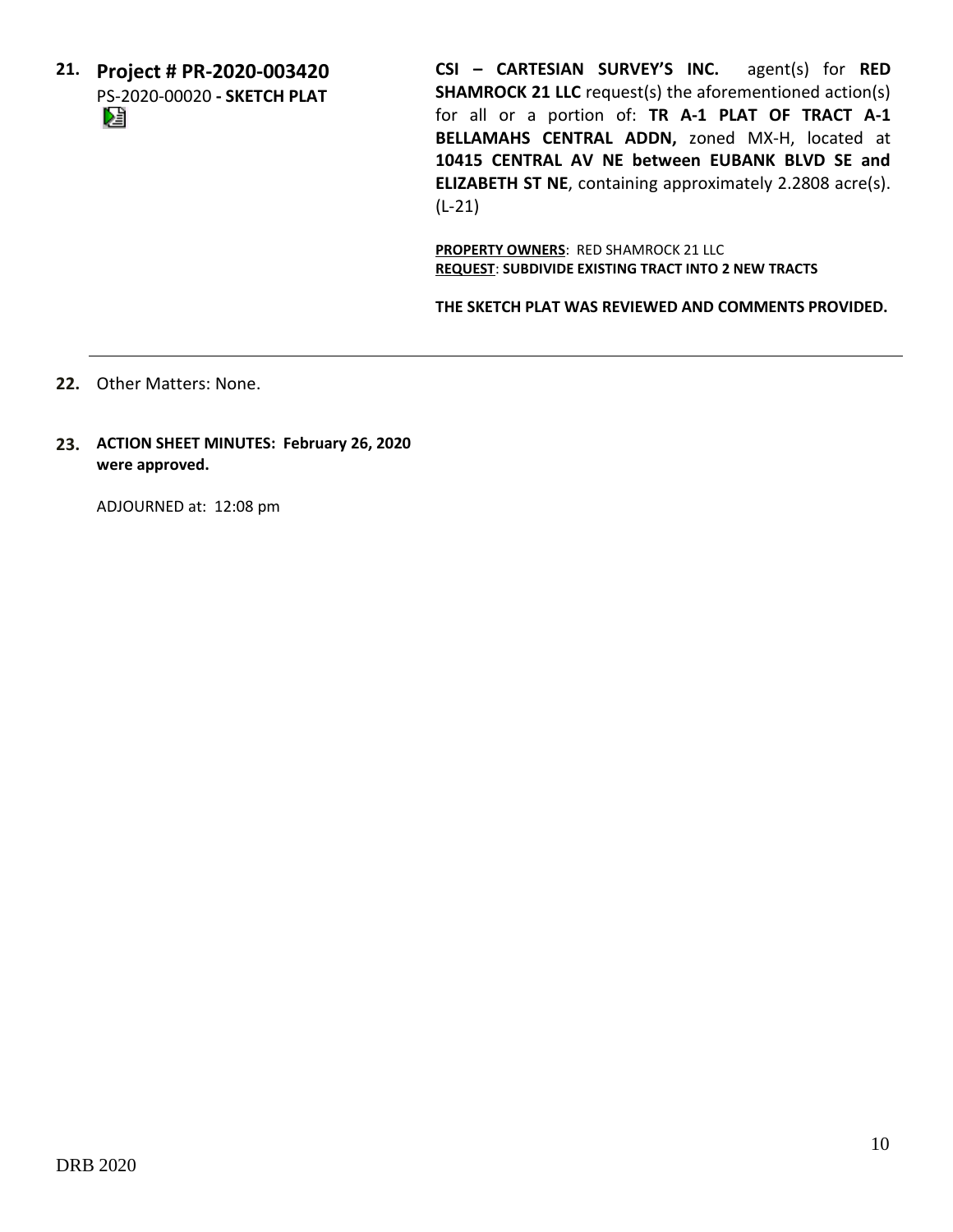**21. Project # PR-2020-003420**
PS-2020-00020 **- SKETCH PLAT**

**CSI – CARTESIAN SURVEY'S INC.** agent(s) for **RED SHAMROCK 21 LLC** request(s) the aforementioned action(s) for all or a portion of: **TR A-1 PLAT OF TRACT A-1 BELLAMAHS CENTRAL ADDN,** zoned MX-H, located at **10415 CENTRAL AV NE between EUBANK BLVD SE and ELIZABETH ST NE**, containing approximately 2.2808 acre(s). (L-21)

**PROPERTY OWNERS**: RED SHAMROCK 21 LLC
**REQUEST**: **SUBDIVIDE EXISTING TRACT INTO 2 NEW TRACTS**

**THE SKETCH PLAT WAS REVIEWED AND COMMENTS PROVIDED.**

---

**22.** Other Matters: None.

**23. ACTION SHEET MINUTES: February 26, 2020 were approved.**

ADJOURNED at: 12:08 pm